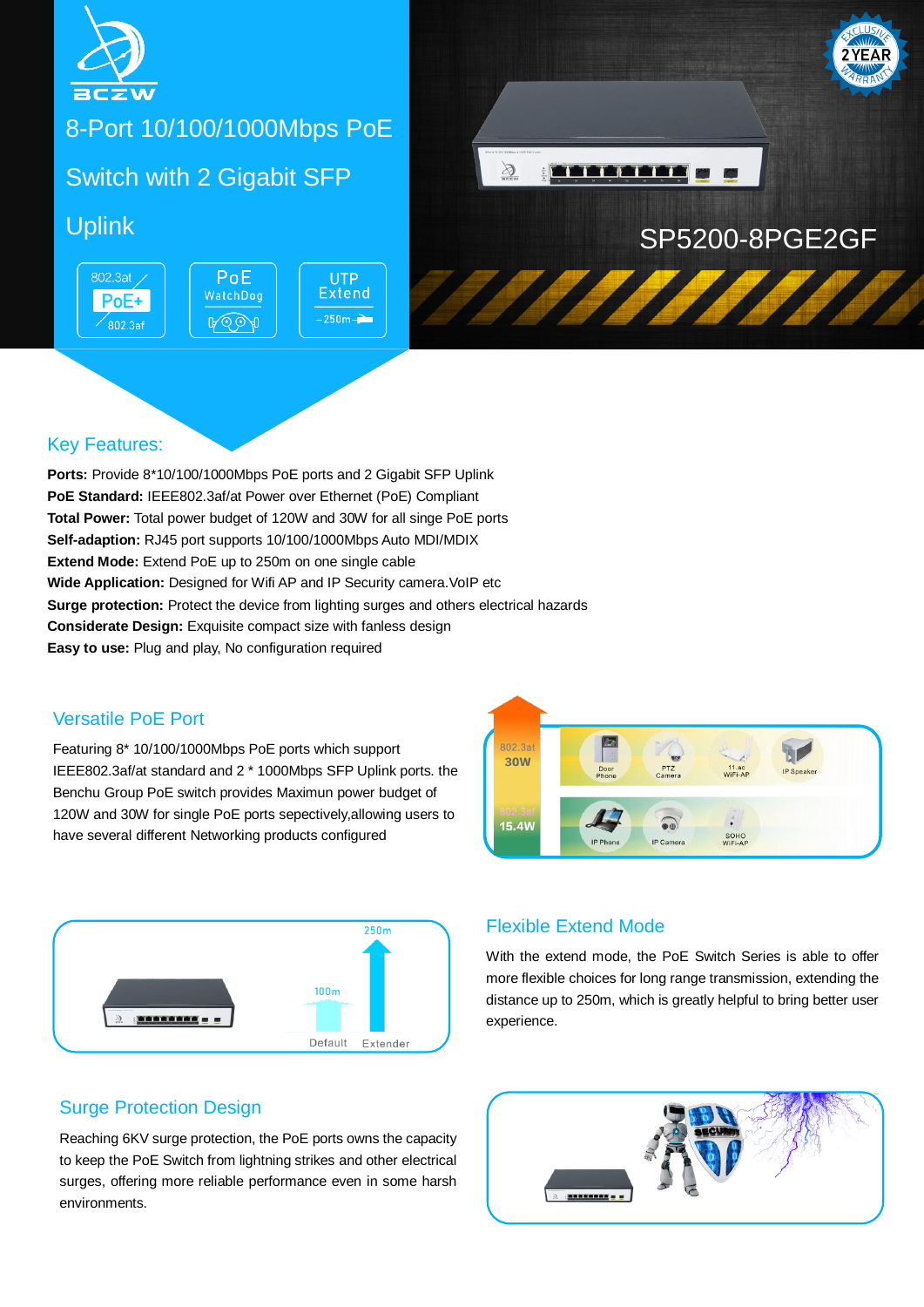BCZW

# 8-Port 10/100/1000Mbps PoE Switch with 2 Gigabit SFP Uplink

SP5200-8PGE2GF

## Key Features:

**Ports:** Provide 8*10/100/1000Mbps PoE ports and 2 Gigabit SFP Uplink
**PoE Standard:** IEEE802.3af/at Power over Ethernet (PoE) Compliant
**Total Power:** Total power budget of 120W and 30W for all singe PoE ports
**Self-adaption:** RJ45 port supports 10/100/1000Mbps Auto MDI/MDIX
**Extend Mode:** Extend PoE up to 250m on one single cable
**Wide Application:** Designed for Wifi AP and IP Security camera.VoIP etc
**Surge protection:** Protect the device from lighting surges and others electrical hazards
**Considerate Design:** Exquisite compact size with fanless design
**Easy to use:** Plug and play, No configuration required

## Versatile PoE Port

Featuring 8* 10/100/1000Mbps PoE ports which support IEEE802.3af/at standard and 2 * 1000Mbps SFP Uplink ports. the Benchu Group PoE switch provides Maximun power budget of 120W and 30W for single PoE ports sepectively,allowing users to have several different Networking products configured

## Flexible Extend Mode

With the extend mode, the PoE Switch Series is able to offer more flexible choices for long range transmission, extending the distance up to 250m, which is greatly helpful to bring better user experience.

## Surge Protection Design

Reaching 6KV surge protection, the PoE ports owns the capacity to keep the PoE Switch from lightning strikes and other electrical surges, offering more reliable performance even in some harsh environments.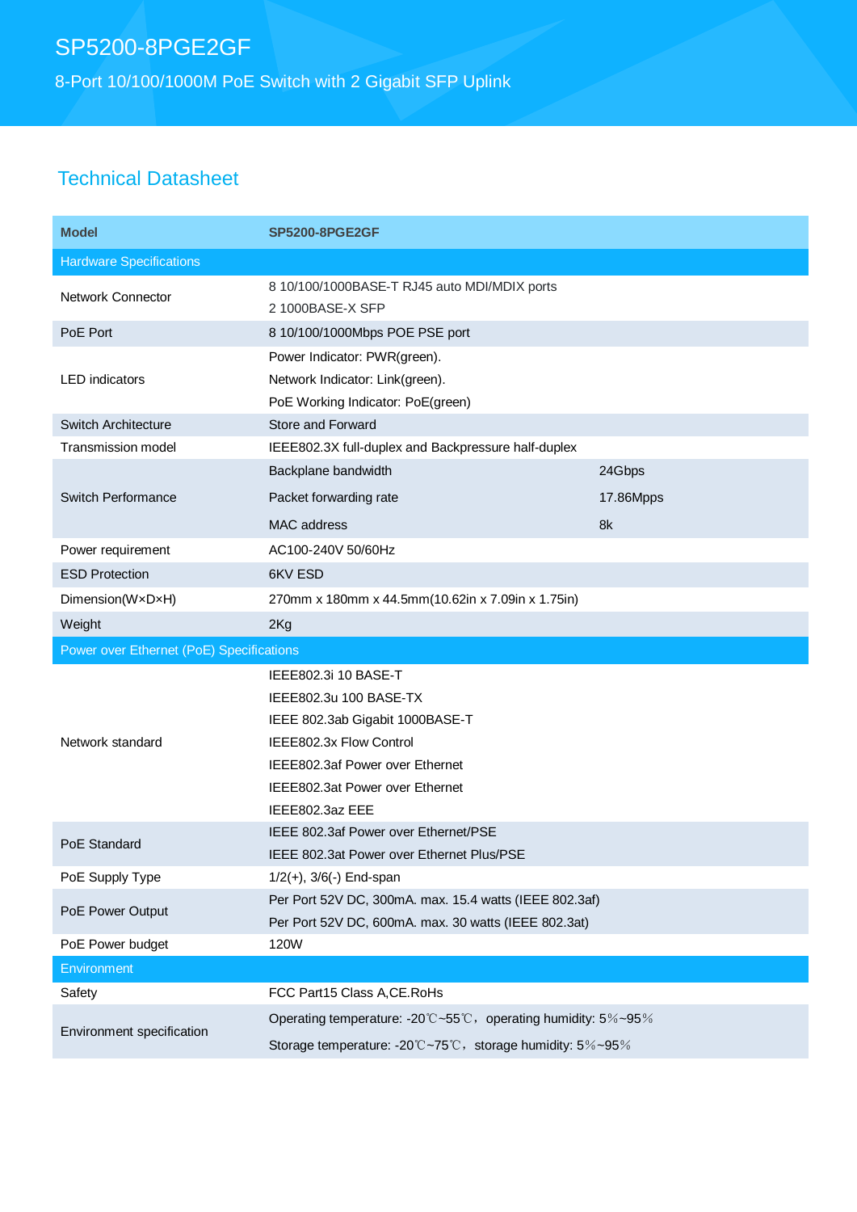# SP5200-8PGE2GF

8-Port 10/100/1000M PoE Switch with 2 Gigabit SFP Uplink

## Technical Datasheet

| Model | SP5200-8PGE2GF | |
|---|---|---|
| **Hardware Specifications** | | |
| Network Connector | 8 10/100/1000BASE-T RJ45 auto MDI/MDIX ports<br>2 1000BASE-X SFP | |
| PoE Port | 8 10/100/1000Mbps POE PSE port | |
| LED indicators | Power Indicator: PWR(green).<br>Network Indicator: Link(green).<br>PoE Working Indicator: PoE(green) | |
| Switch Architecture | Store and Forward | |
| Transmission model | IEEE802.3X full-duplex and Backpressure half-duplex | |
| Switch Performance | Backplane bandwidth | 24Gbps |
| | Packet forwarding rate | 17.86Mpps |
| | MAC address | 8k |
| Power requirement | AC100-240V 50/60Hz | |
| ESD Protection | 6KV ESD | |
| Dimension(W×D×H) | 270mm x 180mm x 44.5mm(10.62in x 7.09in x 1.75in) | |
| Weight | 2Kg | |
| **Power over Ethernet (PoE) Specifications** | | |
| Network standard | IEEE802.3i 10 BASE-T<br>IEEE802.3u 100 BASE-TX<br>IEEE 802.3ab Gigabit 1000BASE-T<br>IEEE802.3x Flow Control<br>IEEE802.3af Power over Ethernet<br>IEEE802.3at Power over Ethernet<br>IEEE802.3az EEE | |
| PoE Standard | IEEE 802.3af Power over Ethernet/PSE<br>IEEE 802.3at Power over Ethernet Plus/PSE | |
| PoE Supply Type | 1/2(+), 3/6(-) End-span | |
| PoE Power Output | Per Port 52V DC, 300mA. max. 15.4 watts (IEEE 802.3af)<br>Per Port 52V DC, 600mA. max. 30 watts (IEEE 802.3at) | |
| PoE Power budget | 120W | |
| **Environment** | | |
| Safety | FCC Part15 Class A,CE.RoHs | |
| Environment specification | Operating temperature: -20℃~55℃，operating humidity: 5％~95％<br>Storage temperature: -20℃~75℃，storage humidity: 5％~95％ | |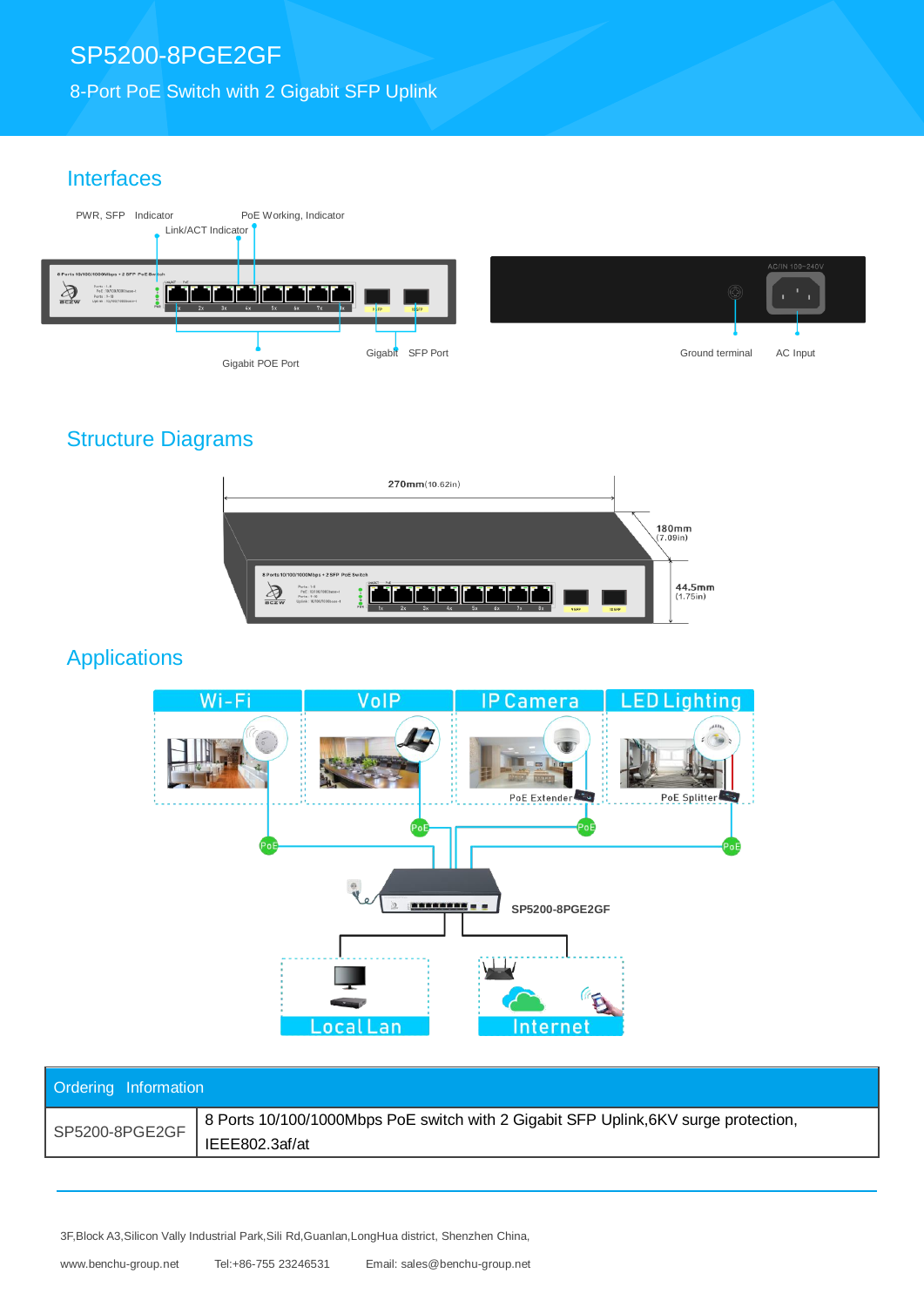# SP5200-8PGE2GF

8-Port PoE Switch with 2 Gigabit SFP Uplink

## Interfaces

PWR, SFP Indicator

PoE Working, Indicator

Link/ACT Indicator

Gigabit POE Port

Gigabit SFP Port

Ground terminal

AC Input

## Structure Diagrams

270mm(10.62in)

180mm (7.09in)

44.5mm (1.75in)

## Applications

Wi-Fi

VoIP

IP Camera

LED Lighting

PoE Extender

PoE Splitter

SP5200-8PGE2GF

Local Lan

Internet

| Ordering Information | |
|---|---|
| SP5200-8PGE2GF | 8 Ports 10/100/1000Mbps PoE switch with 2 Gigabit SFP Uplink,6KV surge protection, IEEE802.3af/at |

3F,Block A3,Silicon Vally Industrial Park,Sili Rd,Guanlan,LongHua district, Shenzhen China,

www.benchu-group.net Tel:+86-755 23246531 Email: sales@benchu-group.net